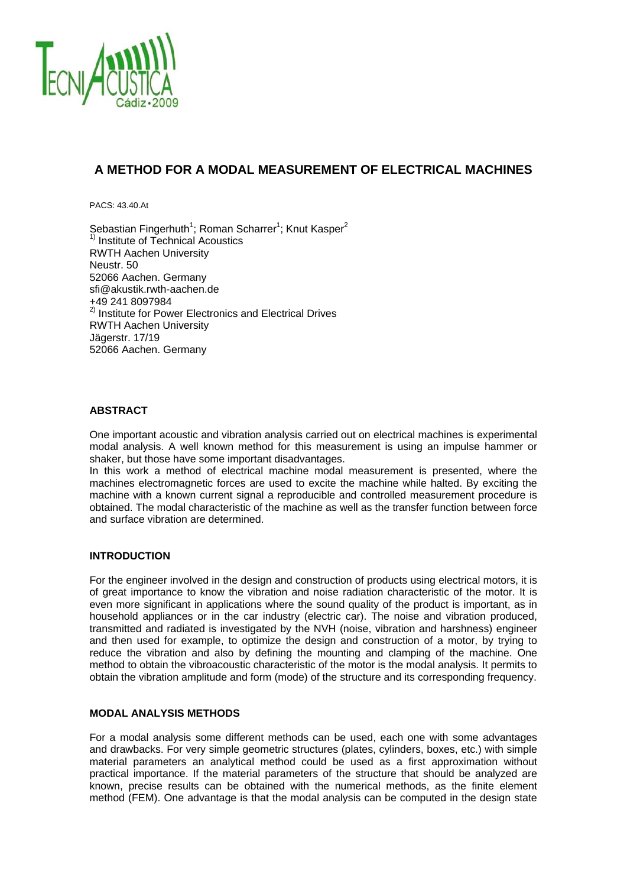# A METHOD FOR A MODAL MEASUREMENT OF ELECTRICAL MACHINES

PACS: 43.40.At

Sebastian Fingerhuth[1]; Roman Scharrer[1]; Knut Kasper[2]
[1)] Institute of Technical Acoustics
RWTH Aachen University
Neustr. 50
52066 Aachen. Germany
sfi@akustik.rwth-aachen.de
+49 241 8097984
[2)] Institute for Power Electronics and Electrical Drives
RWTH Aachen University
Jägerstr. 17/19
52066 Aachen. Germany

## ABSTRACT

One important acoustic and vibration analysis carried out on electrical machines is experimental modal analysis. A well known method for this measurement is using an impulse hammer or shaker, but those have some important disadvantages.
In this work a method of electrical machine modal measurement is presented, where the machines electromagnetic forces are used to excite the machine while halted. By exciting the machine with a known current signal a reproducible and controlled measurement procedure is obtained. The modal characteristic of the machine as well as the transfer function between force and surface vibration are determined.

## INTRODUCTION

For the engineer involved in the design and construction of products using electrical motors, it is of great importance to know the vibration and noise radiation characteristic of the motor. It is even more significant in applications where the sound quality of the product is important, as in household appliances or in the car industry (electric car). The noise and vibration produced, transmitted and radiated is investigated by the NVH (noise, vibration and harshness) engineer and then used for example, to optimize the design and construction of a motor, by trying to reduce the vibration and also by defining the mounting and clamping of the machine. One method to obtain the vibroacoustic characteristic of the motor is the modal analysis. It permits to obtain the vibration amplitude and form (mode) of the structure and its corresponding frequency.

## MODAL ANALYSIS METHODS

For a modal analysis some different methods can be used, each one with some advantages and drawbacks. For very simple geometric structures (plates, cylinders, boxes, etc.) with simple material parameters an analytical method could be used as a first approximation without practical importance. If the material parameters of the structure that should be analyzed are known, precise results can be obtained with the numerical methods, as the finite element method (FEM). One advantage is that the modal analysis can be computed in the design state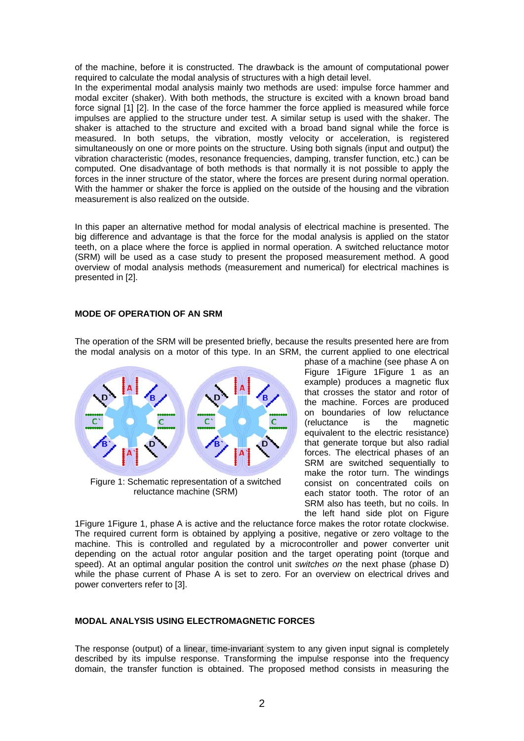of the machine, before it is constructed. The drawback is the amount of computational power required to calculate the modal analysis of structures with a high detail level.

In the experimental modal analysis mainly two methods are used: impulse force hammer and modal exciter (shaker). With both methods, the structure is excited with a known broad band force signal [1] [2]. In the case of the force hammer the force applied is measured while force impulses are applied to the structure under test. A similar setup is used with the shaker. The shaker is attached to the structure and excited with a broad band signal while the force is measured. In both setups, the vibration, mostly velocity or acceleration, is registered simultaneously on one or more points on the structure. Using both signals (input and output) the vibration characteristic (modes, resonance frequencies, damping, transfer function, etc.) can be computed. One disadvantage of both methods is that normally it is not possible to apply the forces in the inner structure of the stator, where the forces are present during normal operation. With the hammer or shaker the force is applied on the outside of the housing and the vibration measurement is also realized on the outside.

In this paper an alternative method for modal analysis of electrical machine is presented. The big difference and advantage is that the force for the modal analysis is applied on the stator teeth, on a place where the force is applied in normal operation. A switched reluctance motor (SRM) will be used as a case study to present the proposed measurement method. A good overview of modal analysis methods (measurement and numerical) for electrical machines is presented in [2].

## MODE OF OPERATION OF AN SRM

The operation of the SRM will be presented briefly, because the results presented here are from the modal analysis on a motor of this type. In an SRM, the current applied to one electrical phase of a machine (see phase A on Figure 1Figure 1Figure 1 as an example) produces a magnetic flux that crosses the stator and rotor of the machine. Forces are produced on boundaries of low reluctance (reluctance is the magnetic equivalent to the electric resistance) that generate torque but also radial forces. The electrical phases of an SRM are switched sequentially to make the rotor turn. The windings consist on concentrated coils on each stator tooth. The rotor of an SRM also has teeth, but no coils. In the left hand side plot on Figure 1Figure 1Figure 1, phase A is active and the reluctance force makes the rotor rotate clockwise. The required current form is obtained by applying a positive, negative or zero voltage to the machine. This is controlled and regulated by a microcontroller and power converter unit depending on the actual rotor angular position and the target operating point (torque and speed). At an optimal angular position the control unit *switches on* the next phase (phase D) while the phase current of Phase A is set to zero. For an overview on electrical drives and power converters refer to [3].

Figure 1: Schematic representation of a switched reluctance machine (SRM)

## MODAL ANALYSIS USING ELECTROMAGNETIC FORCES

The response (output) of a linear, time-invariant system to any given input signal is completely described by its impulse response. Transforming the impulse response into the frequency domain, the transfer function is obtained. The proposed method consists in measuring the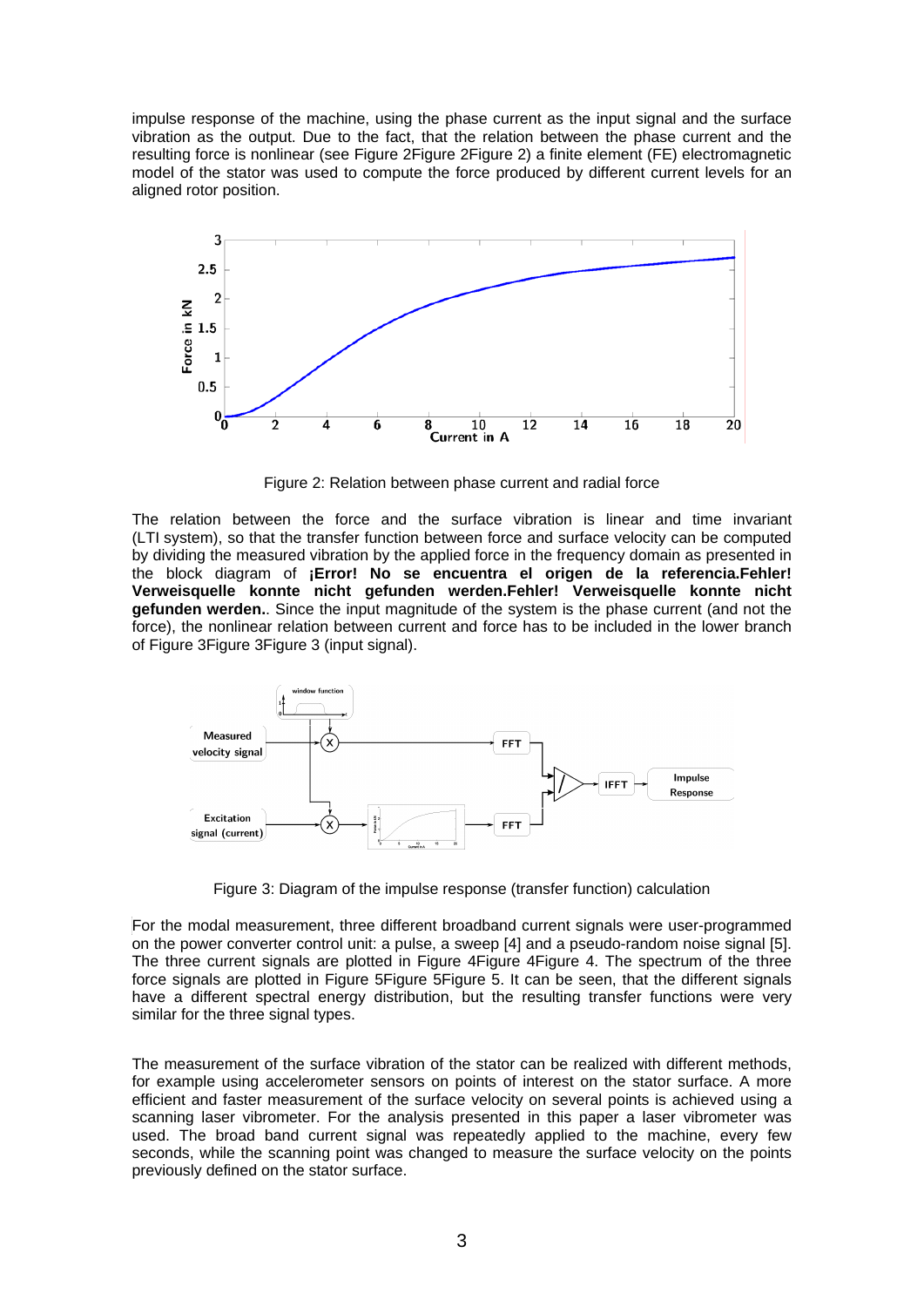impulse response of the machine, using the phase current as the input signal and the surface vibration as the output. Due to the fact, that the relation between the phase current and the resulting force is nonlinear (see Figure 2Figure 2Figure 2) a finite element (FE) electromagnetic model of the stator was used to compute the force produced by different current levels for an aligned rotor position.

Figure 2: Relation between phase current and radial force

The relation between the force and the surface vibration is linear and time invariant (LTI system), so that the transfer function between force and surface velocity can be computed by dividing the measured vibration by the applied force in the frequency domain as presented in the block diagram of **¡Error! No se encuentra el origen de la referencia.Fehler! Verweisquelle konnte nicht gefunden werden.Fehler! Verweisquelle konnte nicht gefunden werden.**. Since the input magnitude of the system is the phase current (and not the force), the nonlinear relation between current and force has to be included in the lower branch of Figure 3Figure 3Figure 3 (input signal).

Figure 3: Diagram of the impulse response (transfer function) calculation

For the modal measurement, three different broadband current signals were user-programmed on the power converter control unit: a pulse, a sweep [4] and a pseudo-random noise signal [5]. The three current signals are plotted in Figure 4Figure 4Figure 4. The spectrum of the three force signals are plotted in Figure 5Figure 5Figure 5. It can be seen, that the different signals have a different spectral energy distribution, but the resulting transfer functions were very similar for the three signal types.

The measurement of the surface vibration of the stator can be realized with different methods, for example using accelerometer sensors on points of interest on the stator surface. A more efficient and faster measurement of the surface velocity on several points is achieved using a scanning laser vibrometer. For the analysis presented in this paper a laser vibrometer was used. The broad band current signal was repeatedly applied to the machine, every few seconds, while the scanning point was changed to measure the surface velocity on the points previously defined on the stator surface.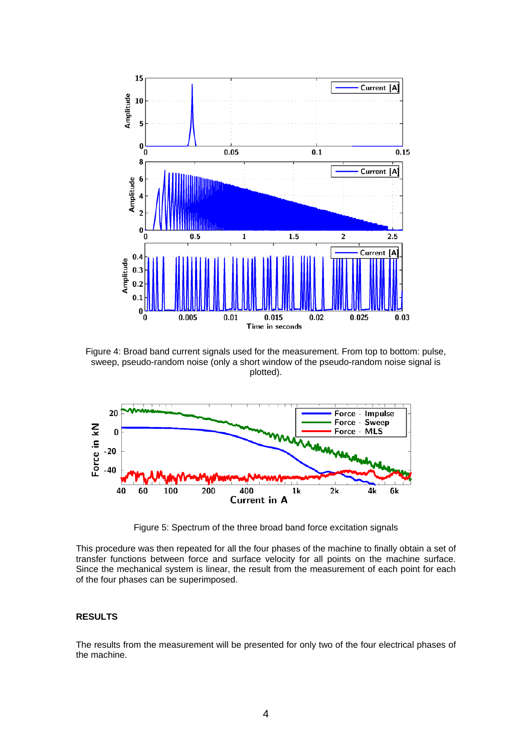Figure 4: Broad band current signals used for the measurement. From top to bottom: pulse, sweep, pseudo-random noise (only a short window of the pseudo-random noise signal is plotted).

Figure 5: Spectrum of the three broad band force excitation signals

This procedure was then repeated for all the four phases of the machine to finally obtain a set of transfer functions between force and surface velocity for all points on the machine surface. Since the mechanical system is linear, the result from the measurement of each point for each of the four phases can be superimposed.

## RESULTS

The results from the measurement will be presented for only two of the four electrical phases of the machine.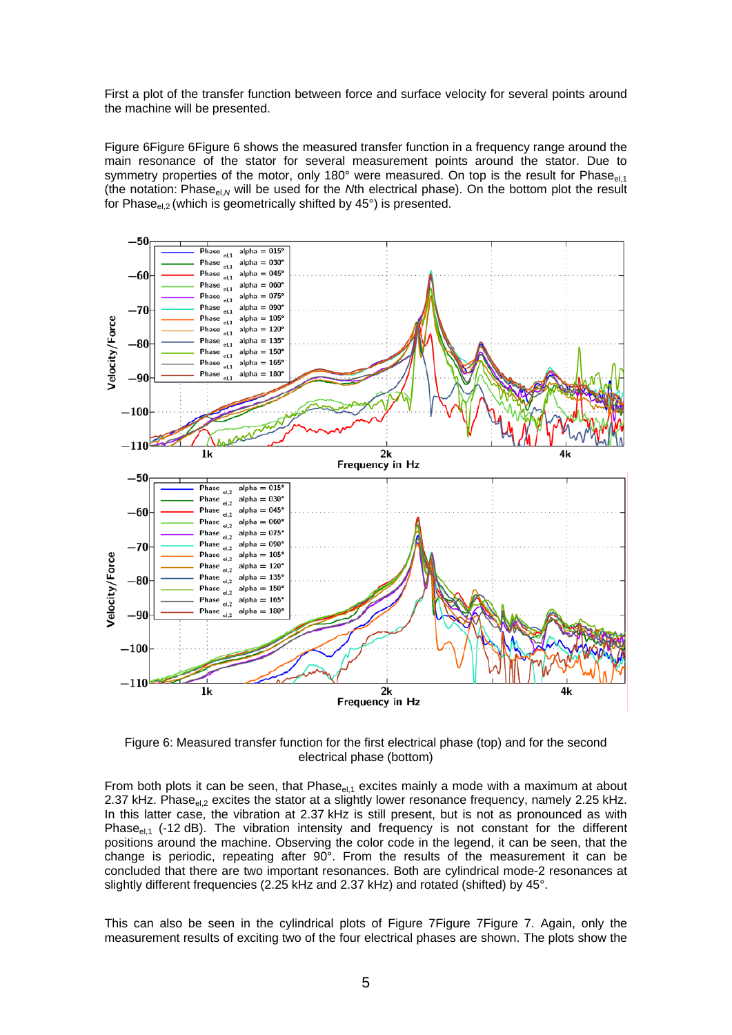First a plot of the transfer function between force and surface velocity for several points around the machine will be presented.

Figure 6Figure 6Figure 6 shows the measured transfer function in a frequency range around the main resonance of the stator for several measurement points around the stator. Due to symmetry properties of the motor, only 180° were measured. On top is the result for $\mathrm{Phase}_{el,1}$ (the notation: $\mathrm{Phase}_{el,N}$ will be used for the *N*th electrical phase). On the bottom plot the result for $\mathrm{Phase}_{el,2}$ (which is geometrically shifted by 45°) is presented.

Figure 6: Measured transfer function for the first electrical phase (top) and for the second electrical phase (bottom)

From both plots it can be seen, that $\mathrm{Phase}_{el,1}$ excites mainly a mode with a maximum at about 2.37 kHz. $\mathrm{Phase}_{el,2}$ excites the stator at a slightly lower resonance frequency, namely 2.25 kHz. In this latter case, the vibration at 2.37 kHz is still present, but is not as pronounced as with $\mathrm{Phase}_{el,1}$ (-12 dB). The vibration intensity and frequency is not constant for the different positions around the machine. Observing the color code in the legend, it can be seen, that the change is periodic, repeating after 90°. From the results of the measurement it can be concluded that there are two important resonances. Both are cylindrical mode-2 resonances at slightly different frequencies (2.25 kHz and 2.37 kHz) and rotated (shifted) by 45°.

This can also be seen in the cylindrical plots of Figure 7Figure 7Figure 7. Again, only the measurement results of exciting two of the four electrical phases are shown. The plots show the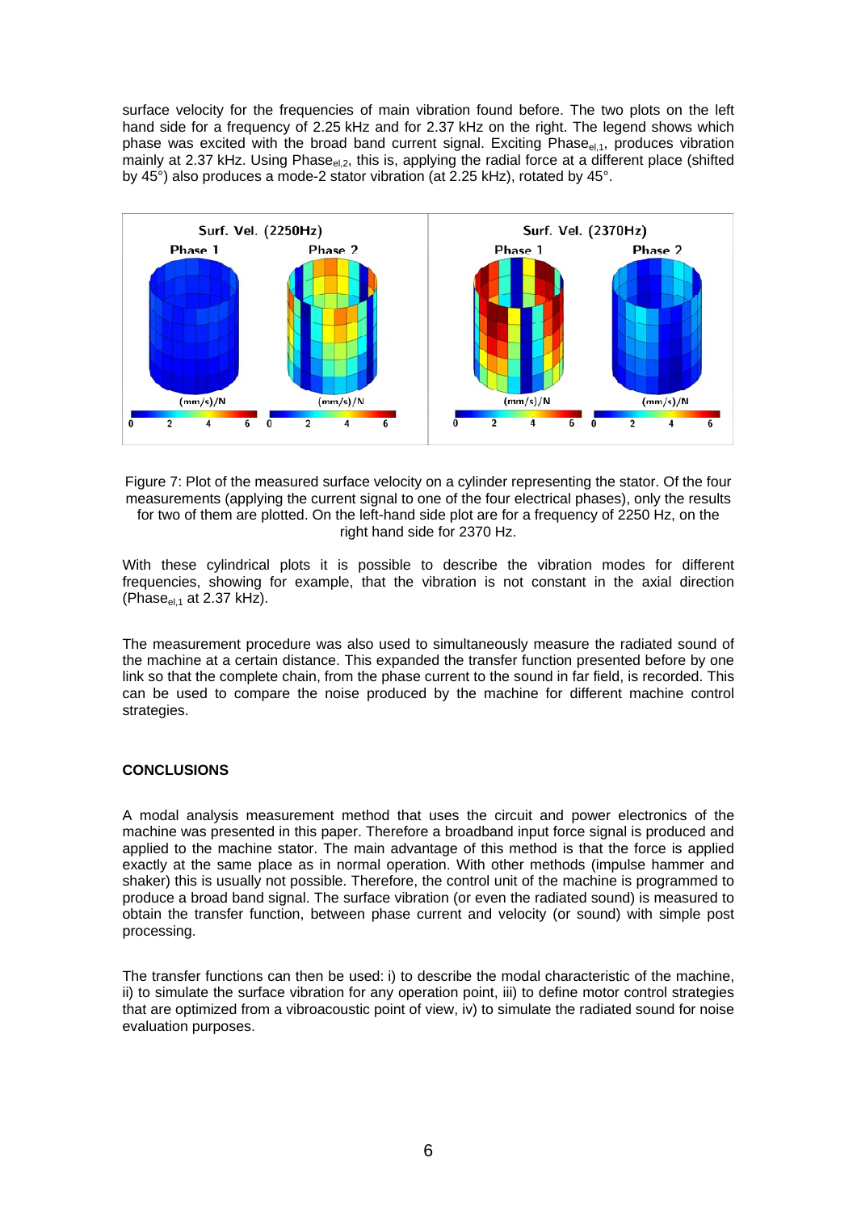surface velocity for the frequencies of main vibration found before. The two plots on the left hand side for a frequency of 2.25 kHz and for 2.37 kHz on the right. The legend shows which phase was excited with the broad band current signal. Exciting $Phase_{el,1}$, produces vibration mainly at 2.37 kHz. Using $Phase_{el,2}$, this is, applying the radial force at a different place (shifted by 45°) also produces a mode-2 stator vibration (at 2.25 kHz), rotated by 45°.

Figure 7: Plot of the measured surface velocity on a cylinder representing the stator. Of the four measurements (applying the current signal to one of the four electrical phases), only the results for two of them are plotted. On the left-hand side plot are for a frequency of 2250 Hz, on the right hand side for 2370 Hz.

With these cylindrical plots it is possible to describe the vibration modes for different frequencies, showing for example, that the vibration is not constant in the axial direction ($Phase_{el,1}$ at 2.37 kHz).

The measurement procedure was also used to simultaneously measure the radiated sound of the machine at a certain distance. This expanded the transfer function presented before by one link so that the complete chain, from the phase current to the sound in far field, is recorded. This can be used to compare the noise produced by the machine for different machine control strategies.

## CONCLUSIONS

A modal analysis measurement method that uses the circuit and power electronics of the machine was presented in this paper. Therefore a broadband input force signal is produced and applied to the machine stator. The main advantage of this method is that the force is applied exactly at the same place as in normal operation. With other methods (impulse hammer and shaker) this is usually not possible. Therefore, the control unit of the machine is programmed to produce a broad band signal. The surface vibration (or even the radiated sound) is measured to obtain the transfer function, between phase current and velocity (or sound) with simple post processing.

The transfer functions can then be used: i) to describe the modal characteristic of the machine, ii) to simulate the surface vibration for any operation point, iii) to define motor control strategies that are optimized from a vibroacoustic point of view, iv) to simulate the radiated sound for noise evaluation purposes.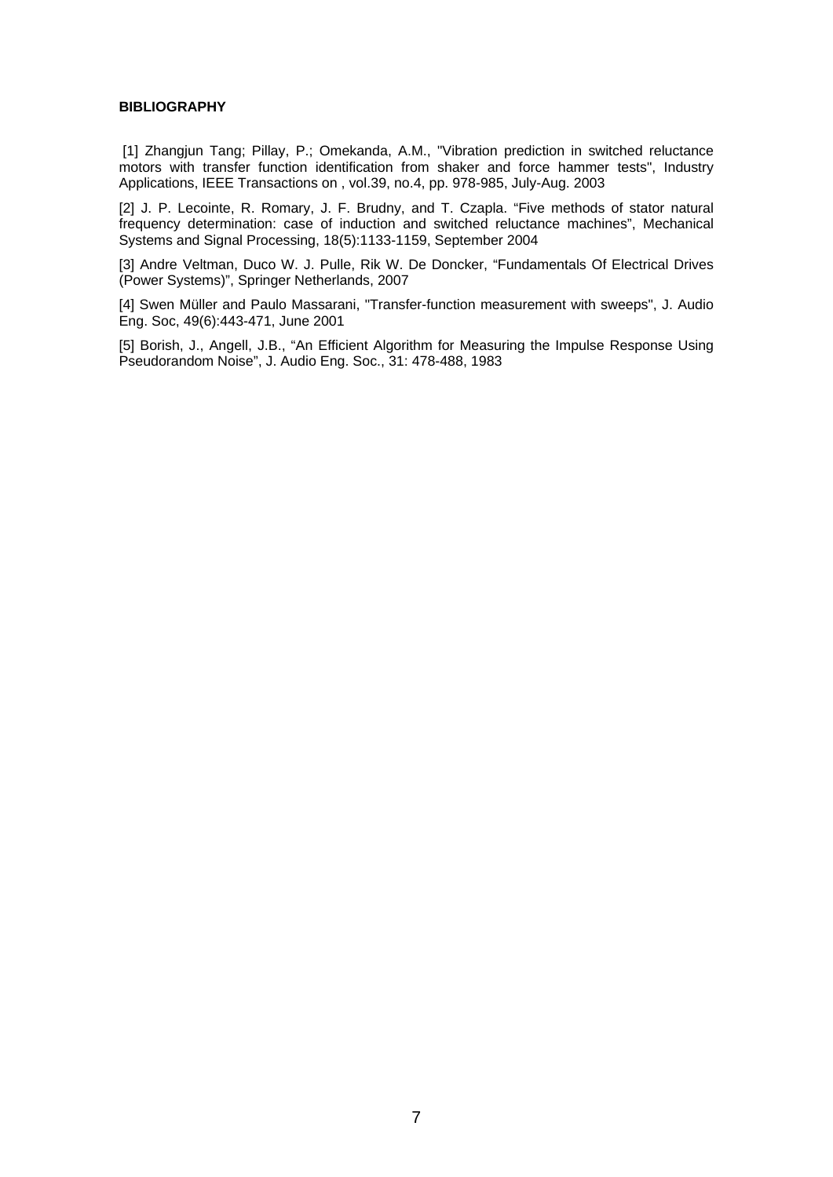**BIBLIOGRAPHY**

[1] Zhangjun Tang; Pillay, P.; Omekanda, A.M., "Vibration prediction in switched reluctance motors with transfer function identification from shaker and force hammer tests", Industry Applications, IEEE Transactions on , vol.39, no.4, pp. 978-985, July-Aug. 2003

[2] J. P. Lecointe, R. Romary, J. F. Brudny, and T. Czapla. "Five methods of stator natural frequency determination: case of induction and switched reluctance machines", Mechanical Systems and Signal Processing, 18(5):1133-1159, September 2004

[3] Andre Veltman, Duco W. J. Pulle, Rik W. De Doncker, "Fundamentals Of Electrical Drives (Power Systems)", Springer Netherlands, 2007

[4] Swen Müller and Paulo Massarani, "Transfer-function measurement with sweeps", J. Audio Eng. Soc, 49(6):443-471, June 2001

[5] Borish, J., Angell, J.B., "An Efficient Algorithm for Measuring the Impulse Response Using Pseudorandom Noise", J. Audio Eng. Soc., 31: 478-488, 1983